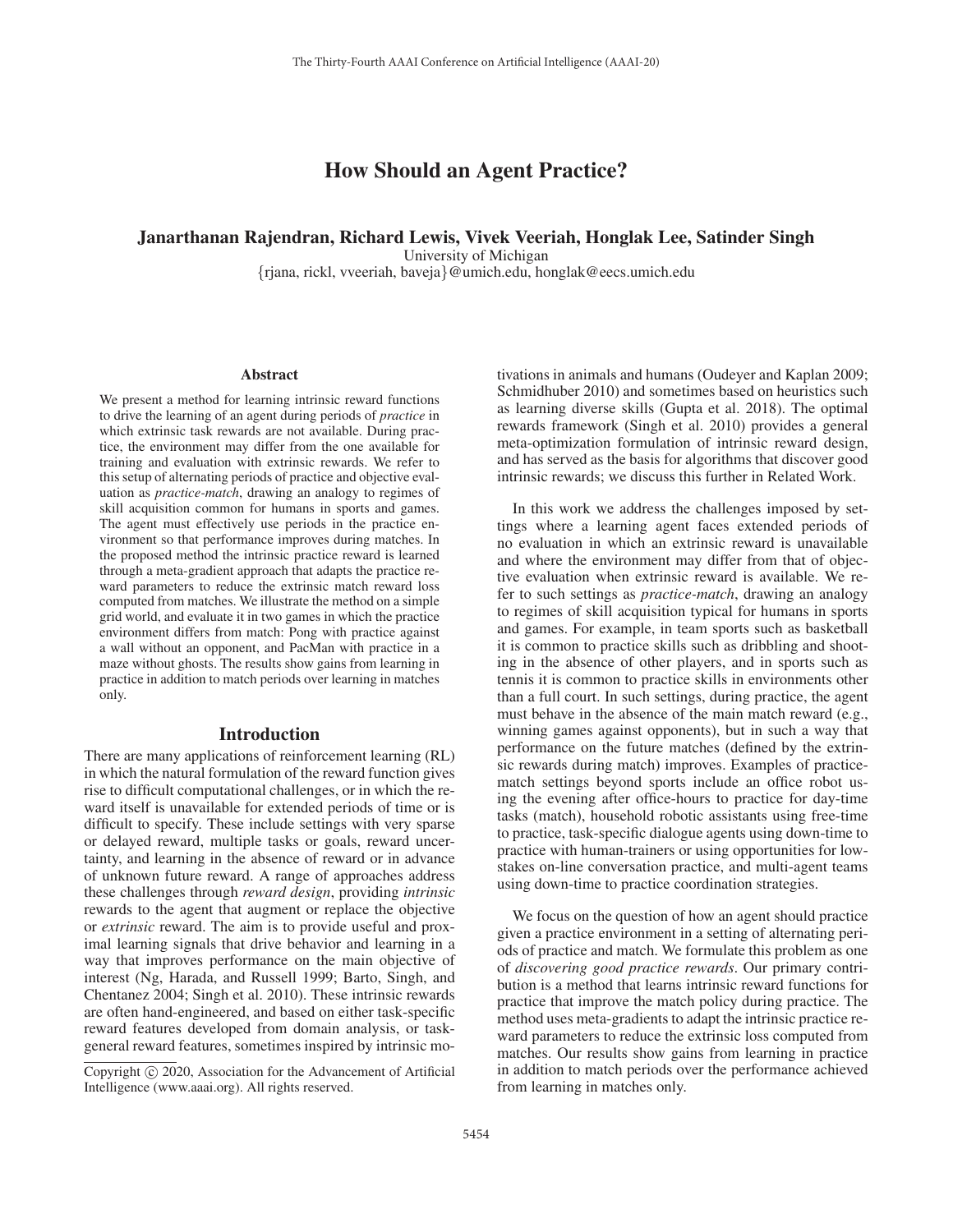# How Should an Agent Practice?

**Janarthanan Rajendran, Richard Lewis, Vivek Veeriah, Honglak Lee, Satinder Singh**

University of Michigan

{rjana, rickl, vveeriah, baveja}@umich.edu, honglak@eecs.umich.edu

## Abstract

We present a method for learning intrinsic reward functions to drive the learning of an agent during periods of *practice* in which extrinsic task rewards are not available. During practice, the environment may differ from the one available for training and evaluation with extrinsic rewards. We refer to this setup of alternating periods of practice and objective evaluation as *practice-match*, drawing an analogy to regimes of skill acquisition common for humans in sports and games. The agent must effectively use periods in the practice environment so that performance improves during matches. In the proposed method the intrinsic practice reward is learned through a meta-gradient approach that adapts the practice reward parameters to reduce the extrinsic match reward loss computed from matches. We illustrate the method on a simple grid world, and evaluate it in two games in which the practice environment differs from match: Pong with practice against a wall without an opponent, and PacMan with practice in a maze without ghosts. The results show gains from learning in practice in addition to match periods over learning in matches only.

## Introduction

There are many applications of reinforcement learning (RL) in which the natural formulation of the reward function gives rise to difficult computational challenges, or in which the reward itself is unavailable for extended periods of time or is difficult to specify. These include settings with very sparse or delayed reward, multiple tasks or goals, reward uncertainty, and learning in the absence of reward or in advance of unknown future reward. A range of approaches address these challenges through *reward design*, providing *intrinsic* rewards to the agent that augment or replace the objective or *extrinsic* reward. The aim is to provide useful and proximal learning signals that drive behavior and learning in a way that improves performance on the main objective of interest (Ng, Harada, and Russell 1999; Barto, Singh, and Chentanez 2004; Singh et al. 2010). These intrinsic rewards are often hand-engineered, and based on either task-specific reward features developed from domain analysis, or task-general reward features, sometimes inspired by intrinsic motivations in animals and humans (Oudeyer and Kaplan 2009; Schmidhuber 2010) and sometimes based on heuristics such as learning diverse skills (Gupta et al. 2018). The optimal rewards framework (Singh et al. 2010) provides a general meta-optimization formulation of intrinsic reward design, and has served as the basis for algorithms that discover good intrinsic rewards; we discuss this further in Related Work.

In this work we address the challenges imposed by settings where a learning agent faces extended periods of no evaluation in which an extrinsic reward is unavailable and where the environment may differ from that of objective evaluation when extrinsic reward is available. We refer to such settings as *practice-match*, drawing an analogy to regimes of skill acquisition typical for humans in sports and games. For example, in team sports such as basketball it is common to practice skills such as dribbling and shooting in the absence of other players, and in sports such as tennis it is common to practice skills in environments other than a full court. In such settings, during practice, the agent must behave in the absence of the main match reward (e.g., winning games against opponents), but in such a way that performance on the future matches (defined by the extrinsic rewards during match) improves. Examples of practice-match settings beyond sports include an office robot using the evening after office-hours to practice for day-time tasks (match), household robotic assistants using free-time to practice, task-specific dialogue agents using down-time to practice with human-trainers or using opportunities for low-stakes on-line conversation practice, and multi-agent teams using down-time to practice coordination strategies.

We focus on the question of how an agent should practice given a practice environment in a setting of alternating periods of practice and match. We formulate this problem as one of *discovering good practice rewards*. Our primary contribution is a method that learns intrinsic reward functions for practice that improve the match policy during practice. The method uses meta-gradients to adapt the intrinsic practice reward parameters to reduce the extrinsic loss computed from matches. Our results show gains from learning in practice in addition to match periods over the performance achieved from learning in matches only.

Copyright © 2020, Association for the Advancement of Artificial Intelligence (www.aaai.org). All rights reserved.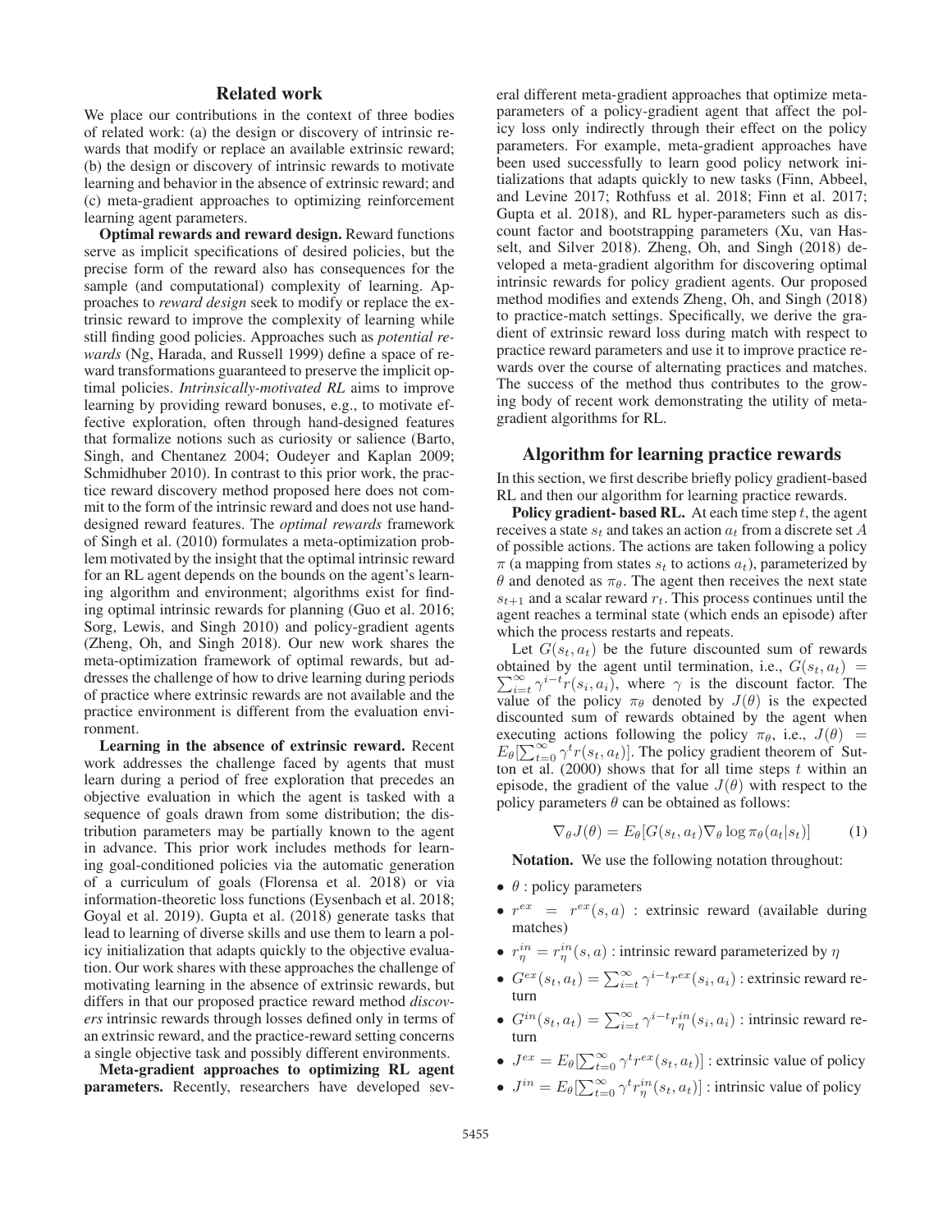## Related work

We place our contributions in the context of three bodies of related work: (a) the design or discovery of intrinsic rewards that modify or replace an available extrinsic reward; (b) the design or discovery of intrinsic rewards to motivate learning and behavior in the absence of extrinsic reward; and (c) meta-gradient approaches to optimizing reinforcement learning agent parameters.

**Optimal rewards and reward design.** Reward functions serve as implicit specifications of desired policies, but the precise form of the reward also has consequences for the sample (and computational) complexity of learning. Approaches to *reward design* seek to modify or replace the extrinsic reward to improve the complexity of learning while still finding good policies. Approaches such as *potential rewards* (Ng, Harada, and Russell 1999) define a space of reward transformations guaranteed to preserve the implicit optimal policies. *Intrinsically-motivated RL* aims to improve learning by providing reward bonuses, e.g., to motivate effective exploration, often through hand-designed features that formalize notions such as curiosity or salience (Barto, Singh, and Chentanez 2004; Oudeyer and Kaplan 2009; Schmidhuber 2010). In contrast to this prior work, the practice reward discovery method proposed here does not commit to the form of the intrinsic reward and does not use hand-designed reward features. The *optimal rewards* framework of Singh et al. (2010) formulates a meta-optimization problem motivated by the insight that the optimal intrinsic reward for an RL agent depends on the bounds on the agent's learning algorithm and environment; algorithms exist for finding optimal intrinsic rewards for planning (Guo et al. 2016; Sorg, Lewis, and Singh 2010) and policy-gradient agents (Zheng, Oh, and Singh 2018). Our new work shares the meta-optimization framework of optimal rewards, but addresses the challenge of how to drive learning during periods of practice where extrinsic rewards are not available and the practice environment is different from the evaluation environment.

**Learning in the absence of extrinsic reward.** Recent work addresses the challenge faced by agents that must learn during a period of free exploration that precedes an objective evaluation in which the agent is tasked with a sequence of goals drawn from some distribution; the distribution parameters may be partially known to the agent in advance. This prior work includes methods for learning goal-conditioned policies via the automatic generation of a curriculum of goals (Florensa et al. 2018) or via information-theoretic loss functions (Eysenbach et al. 2018; Goyal et al. 2019). Gupta et al. (2018) generate tasks that lead to learning of diverse skills and use them to learn a policy initialization that adapts quickly to the objective evaluation. Our work shares with these approaches the challenge of motivating learning in the absence of extrinsic rewards, but differs in that our proposed practice reward method *discovers* intrinsic rewards through losses defined only in terms of an extrinsic reward, and the practice-reward setting concerns a single objective task and possibly different environments.

**Meta-gradient approaches to optimizing RL agent parameters.** Recently, researchers have developed several different meta-gradient approaches that optimize meta-parameters of a policy-gradient agent that affect the policy loss only indirectly through their effect on the policy parameters. For example, meta-gradient approaches have been used successfully to learn good policy network initializations that adapts quickly to new tasks (Finn, Abbeel, and Levine 2017; Rothfuss et al. 2018; Finn et al. 2017; Gupta et al. 2018), and RL hyper-parameters such as discount factor and bootstrapping parameters (Xu, van Hasselt, and Silver 2018). Zheng, Oh, and Singh (2018) developed a meta-gradient algorithm for discovering optimal intrinsic rewards for policy gradient agents. Our proposed method modifies and extends Zheng, Oh, and Singh (2018) to practice-match settings. Specifically, we derive the gradient of extrinsic reward loss during match with respect to practice reward parameters and use it to improve practice rewards over the course of alternating practices and matches. The success of the method thus contributes to the growing body of recent work demonstrating the utility of meta-gradient algorithms for RL.

## Algorithm for learning practice rewards

In this section, we first describe briefly policy gradient-based RL and then our algorithm for learning practice rewards.

**Policy gradient- based RL.** At each time step $t$, the agent receives a state $s_t$ and takes an action $a_t$ from a discrete set $A$ of possible actions. The actions are taken following a policy $\pi$ (a mapping from states $s_t$ to actions $a_t$), parameterized by $\theta$ and denoted as $\pi_\theta$. The agent then receives the next state $s_{t+1}$ and a scalar reward $r_t$. This process continues until the agent reaches a terminal state (which ends an episode) after which the process restarts and repeats.

Let $G(s_t, a_t)$ be the future discounted sum of rewards obtained by the agent until termination, i.e., $G(s_t, a_t) = \sum_{i=t}^{\infty} \gamma^{i-t} r(s_i, a_i)$, where $\gamma$ is the discount factor. The value of the policy $\pi_\theta$ denoted by $J(\theta)$ is the expected discounted sum of rewards obtained by the agent when executing actions following the policy $\pi_\theta$, i.e., $J(\theta) = E_\theta[\sum_{t=0}^{\infty} \gamma^t r(s_t, a_t)]$. The policy gradient theorem of Sutton et al. (2000) shows that for all time steps $t$ within an episode, the gradient of the value $J(\theta)$ with respect to the policy parameters $\theta$ can be obtained as follows:

$$\nabla_\theta J(\theta) = E_\theta[G(s_t, a_t) \nabla_\theta \log \pi_\theta(a_t|s_t)] \tag{1}$$

**Notation.** We use the following notation throughout:

- $\theta$ : policy parameters
- $r^{ex} = r^{ex}(s, a)$ : extrinsic reward (available during matches)
- $r^{in}_\eta = r^{in}_\eta(s, a)$ : intrinsic reward parameterized by $\eta$
- $G^{ex}(s_t, a_t) = \sum_{i=t}^{\infty} \gamma^{i-t} r^{ex}(s_i, a_i)$ : extrinsic reward return
- $G^{in}(s_t, a_t) = \sum_{i=t}^{\infty} \gamma^{i-t} r^{in}_\eta(s_i, a_i)$ : intrinsic reward return
- $J^{ex} = E_\theta[\sum_{t=0}^{\infty} \gamma^t r^{ex}(s_t, a_t)]$ : extrinsic value of policy
- $J^{in} = E_\theta[\sum_{t=0}^{\infty} \gamma^t r^{in}_\eta(s_t, a_t)]$ : intrinsic value of policy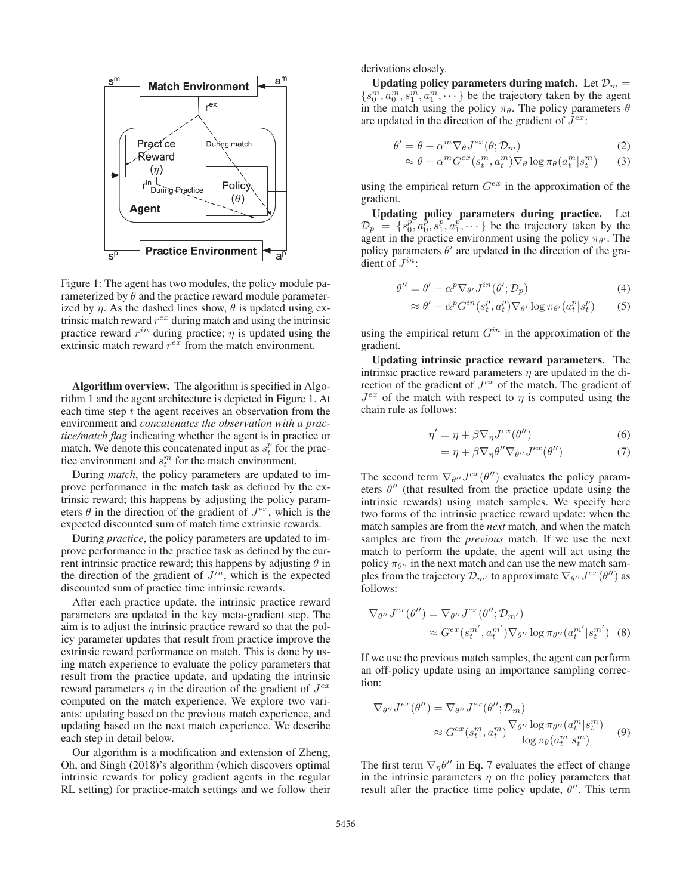Figure 1: The agent has two modules, the policy module parameterized by $\theta$ and the practice reward module parameterized by $\eta$. As the dashed lines show, $\theta$ is updated using extrinsic match reward $r^{ex}$ during match and using the intrinsic practice reward $r^{in}$ during practice; $\eta$ is updated using the extrinsic match reward $r^{ex}$ from the match environment.

**Algorithm overview.** The algorithm is specified in Algorithm 1 and the agent architecture is depicted in Figure 1. At each time step $t$ the agent receives an observation from the environment and *concatenates the observation with a practice/match flag* indicating whether the agent is in practice or match. We denote this concatenated input as $s_t^p$ for the practice environment and $s_t^m$ for the match environment.

During *match*, the policy parameters are updated to improve performance in the match task as defined by the extrinsic reward; this happens by adjusting the policy parameters $\theta$ in the direction of the gradient of $J^{ex}$, which is the expected discounted sum of match time extrinsic rewards.

During *practice*, the policy parameters are updated to improve performance in the practice task as defined by the current intrinsic practice reward; this happens by adjusting $\theta$ in the direction of the gradient of $J^{in}$, which is the expected discounted sum of practice time intrinsic rewards.

After each practice update, the intrinsic practice reward parameters are updated in the key meta-gradient step. The aim is to adjust the intrinsic practice reward so that the policy parameter updates that result from practice improve the extrinsic reward performance on match. This is done by using match experience to evaluate the policy parameters that result from the practice update, and updating the intrinsic reward parameters $\eta$ in the direction of the gradient of $J^{ex}$ computed on the match experience. We explore two variants: updating based on the previous match experience, and updating based on the next match experience. We describe each step in detail below.

Our algorithm is a modification and extension of Zheng, Oh, and Singh (2018)'s algorithm (which discovers optimal intrinsic rewards for policy gradient agents in the regular RL setting) for practice-match settings and we follow their derivations closely.

**Updating policy parameters during match.** Let $\mathcal{D}_m = \{s_0^m, a_0^m, s_1^m, a_1^m, \cdots\}$ be the trajectory taken by the agent in the match using the policy $\pi_\theta$. The policy parameters $\theta$ are updated in the direction of the gradient of $J^{ex}$:

$$\theta' = \theta + \alpha^m \nabla_\theta J^{ex}(\theta; \mathcal{D}_m) \tag{2}$$

$$\approx \theta + \alpha^m G^{ex}(s_t^m, a_t^m) \nabla_\theta \log \pi_\theta(a_t^m | s_t^m) \tag{3}$$

using the empirical return $G^{ex}$ in the approximation of the gradient.

**Updating policy parameters during practice.** Let $\mathcal{D}_p = \{s_0^p, a_0^p, s_1^p, a_1^p, \cdots\}$ be the trajectory taken by the agent in the practice environment using the policy $\pi_{\theta'}$. The policy parameters $\theta'$ are updated in the direction of the gradient of $J^{in}$:

$$\theta'' = \theta' + \alpha^p \nabla_{\theta'} J^{in}(\theta'; \mathcal{D}_p) \tag{4}$$

$$\approx \theta' + \alpha^p G^{in}(s_t^p, a_t^p) \nabla_{\theta'} \log \pi_{\theta'}(a_t^p | s_t^p) \tag{5}$$

using the empirical return $G^{in}$ in the approximation of the gradient.

**Updating intrinsic practice reward parameters.** The intrinsic practice reward parameters $\eta$ are updated in the direction of the gradient of $J^{ex}$ of the match. The gradient of $J^{ex}$ of the match with respect to $\eta$ is computed using the chain rule as follows:

$$\eta' = \eta + \beta \nabla_\eta J^{ex}(\theta'') \tag{6}$$

$$= \eta + \beta \nabla_\eta \theta'' \nabla_{\theta''} J^{ex}(\theta'') \tag{7}$$

The second term $\nabla_{\theta''} J^{ex}(\theta'')$ evaluates the policy parameters $\theta''$ (that resulted from the practice update using the intrinsic rewards) using match samples. We specify here two forms of the intrinsic practice reward update: when the match samples are from the *next* match, and when the match samples are from the *previous* match. If we use the next match to perform the update, the agent will act using the policy $\pi_{\theta''}$ in the next match and can use the new match samples from the trajectory $\mathcal{D}_{m'}$ to approximate $\nabla_{\theta''} J^{ex}(\theta'')$ as follows:

$$\nabla_{\theta''} J^{ex}(\theta'') = \nabla_{\theta''} J^{ex}(\theta''; \mathcal{D}_{m'})$$

$$\approx G^{ex}(s_t^{m'}, a_t^{m'}) \nabla_{\theta''} \log \pi_{\theta''}(a_t^{m'} | s_t^{m'}) \tag{8}$$

If we use the previous match samples, the agent can perform an off-policy update using an importance sampling correction:

$$\nabla_{\theta''} J^{ex}(\theta'') = \nabla_{\theta''} J^{ex}(\theta''; \mathcal{D}_m)$$

$$\approx G^{ex}(s_t^m, a_t^m) \frac{\nabla_{\theta''} \log \pi_{\theta''}(a_t^m | s_t^m)}{\log \pi_\theta(a_t^m | s_t^m)} \tag{9}$$

The first term $\nabla_\eta \theta''$ in Eq. 7 evaluates the effect of change in the intrinsic parameters $\eta$ on the policy parameters that result after the practice time policy update, $\theta''$. This term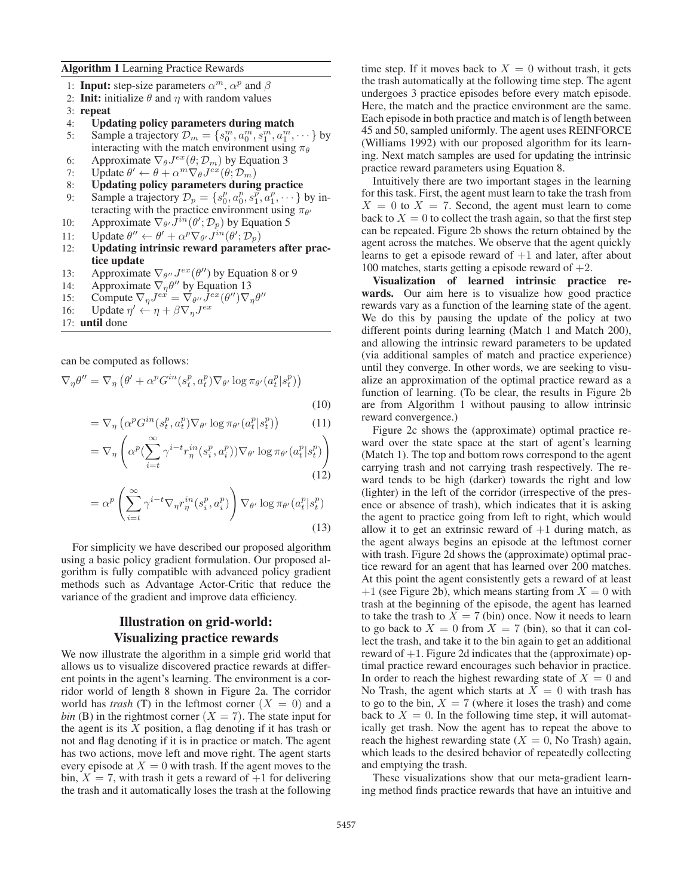**Algorithm 1** Learning Practice Rewards

1: **Input:** step-size parameters $\alpha^m$, $\alpha^p$ and $\beta$
2: **Init:** initialize $\theta$ and $\eta$ with random values
3: **repeat**
4: **Updating policy parameters during match**
5: Sample a trajectory $\mathcal{D}_m = \{s_0^m, a_0^m, s_1^m, a_1^m, \cdots\}$ by interacting with the match environment using $\pi_\theta$
6: Approximate $\nabla_\theta J^{ex}(\theta; \mathcal{D}_m)$ by Equation 3
7: Update $\theta' \leftarrow \theta + \alpha^m \nabla_\theta J^{ex}(\theta; \mathcal{D}_m)$
8: **Updating policy parameters during practice**
9: Sample a trajectory $\mathcal{D}_p = \{s_0^p, a_0^p, s_1^p, a_1^p, \cdots\}$ by interacting with the practice environment using $\pi_{\theta'}$
10: Approximate $\nabla_{\theta'} J^{in}(\theta'; \mathcal{D}_p)$ by Equation 5
11: Update $\theta'' \leftarrow \theta' + \alpha^p \nabla_{\theta'} J^{in}(\theta'; \mathcal{D}_p)$
12: **Updating intrinsic reward parameters after practice update**
13: Approximate $\nabla_{\theta''} J^{ex}(\theta'')$ by Equation 8 or 9
14: Approximate $\nabla_\eta \theta''$ by Equation 13
15: Compute $\nabla_\eta J^{ex} = \nabla_{\theta''} J^{ex}(\theta'') \nabla_\eta \theta''$
16: Update $\eta' \leftarrow \eta + \beta \nabla_\eta J^{ex}$
17: **until** done

can be computed as follows:

$$\nabla_\eta \theta'' = \nabla_\eta \left(\theta' + \alpha^p G^{in}(s_t^p, a_t^p) \nabla_{\theta'} \log \pi_{\theta'}(a_t^p | s_t^p)\right) \tag{10}$$

$$= \nabla_\eta \left(\alpha^p G^{in}(s_t^p, a_t^p) \nabla_{\theta'} \log \pi_{\theta'}(a_t^p | s_t^p)\right) \tag{11}$$

$$= \nabla_\eta \left(\alpha^p (\sum_{i=t}^{\infty} \gamma^{i-t} r_\eta^{in}(s_i^p, a_i^p)) \nabla_{\theta'} \log \pi_{\theta'}(a_t^p | s_t^p)\right) \tag{12}$$

$$= \alpha^p \left(\sum_{i=t}^{\infty} \gamma^{i-t} \nabla_\eta r_\eta^{in}(s_i^p, a_i^p)\right) \nabla_{\theta'} \log \pi_{\theta'}(a_t^p | s_t^p) \tag{13}$$

For simplicity we have described our proposed algorithm using a basic policy gradient formulation. Our proposed algorithm is fully compatible with advanced policy gradient methods such as Advantage Actor-Critic that reduce the variance of the gradient and improve data efficiency.

## Illustration on grid-world: Visualizing practice rewards

We now illustrate the algorithm in a simple grid world that allows us to visualize discovered practice rewards at different points in the agent's learning. The environment is a corridor world of length 8 shown in Figure 2a. The corridor world has *trash* (T) in the leftmost corner ($X = 0$) and a *bin* (B) in the rightmost corner ($X = 7$). The state input for the agent is its $X$ position, a flag denoting if it has trash or not and flag denoting if it is in practice or match. The agent has two actions, move left and move right. The agent starts every episode at $X = 0$ with trash. If the agent moves to the bin, $X = 7$, with trash it gets a reward of $+1$ for delivering the trash and it automatically loses the trash at the following time step. If it moves back to $X = 0$ without trash, it gets the trash automatically at the following time step. The agent undergoes 3 practice episodes before every match episode. Here, the match and the practice environment are the same. Each episode in both practice and match is of length between 45 and 50, sampled uniformly. The agent uses REINFORCE (Williams 1992) with our proposed algorithm for its learning. Next match samples are used for updating the intrinsic practice reward parameters using Equation 8.

Intuitively there are two important stages in the learning for this task. First, the agent must learn to take the trash from $X = 0$ to $X = 7$. Second, the agent must learn to come back to $X = 0$ to collect the trash again, so that the first step can be repeated. Figure 2b shows the return obtained by the agent across the matches. We observe that the agent quickly learns to get a episode reward of $+1$ and later, after about 100 matches, starts getting a episode reward of $+2$.

**Visualization of learned intrinsic practice rewards.** Our aim here is to visualize how good practice rewards vary as a function of the learning state of the agent. We do this by pausing the update of the policy at two different points during learning (Match 1 and Match 200), and allowing the intrinsic reward parameters to be updated (via additional samples of match and practice experience) until they converge. In other words, we are seeking to visualize an approximation of the optimal practice reward as a function of learning. (To be clear, the results in Figure 2b are from Algorithm 1 without pausing to allow intrinsic reward convergence.)

Figure 2c shows the (approximate) optimal practice reward over the state space at the start of agent's learning (Match 1). The top and bottom rows correspond to the agent carrying trash and not carrying trash respectively. The reward tends to be high (darker) towards the right and low (lighter) in the left of the corridor (irrespective of the presence or absence of trash), which indicates that it is asking the agent to practice going from left to right, which would allow it to get an extrinsic reward of $+1$ during match, as the agent always begins an episode at the leftmost corner with trash. Figure 2d shows the (approximate) optimal practice reward for an agent that has learned over 200 matches. At this point the agent consistently gets a reward of at least $+1$ (see Figure 2b), which means starting from $X = 0$ with trash at the beginning of the episode, the agent has learned to take the trash to $X = 7$ (bin) once. Now it needs to learn to go back to $X = 0$ from $X = 7$ (bin), so that it can collect the trash, and take it to the bin again to get an additional reward of $+1$. Figure 2d indicates that the (approximate) optimal practice reward encourages such behavior in practice. In order to reach the highest rewarding state of $X = 0$ and No Trash, the agent which starts at $X = 0$ with trash has to go to the bin, $X = 7$ (where it loses the trash) and come back to $X = 0$. In the following time step, it will automatically get trash. Now the agent has to repeat the above to reach the highest rewarding state ($X = 0$, No Trash) again, which leads to the desired behavior of repeatedly collecting and emptying the trash.

These visualizations show that our meta-gradient learning method finds practice rewards that have an intuitive and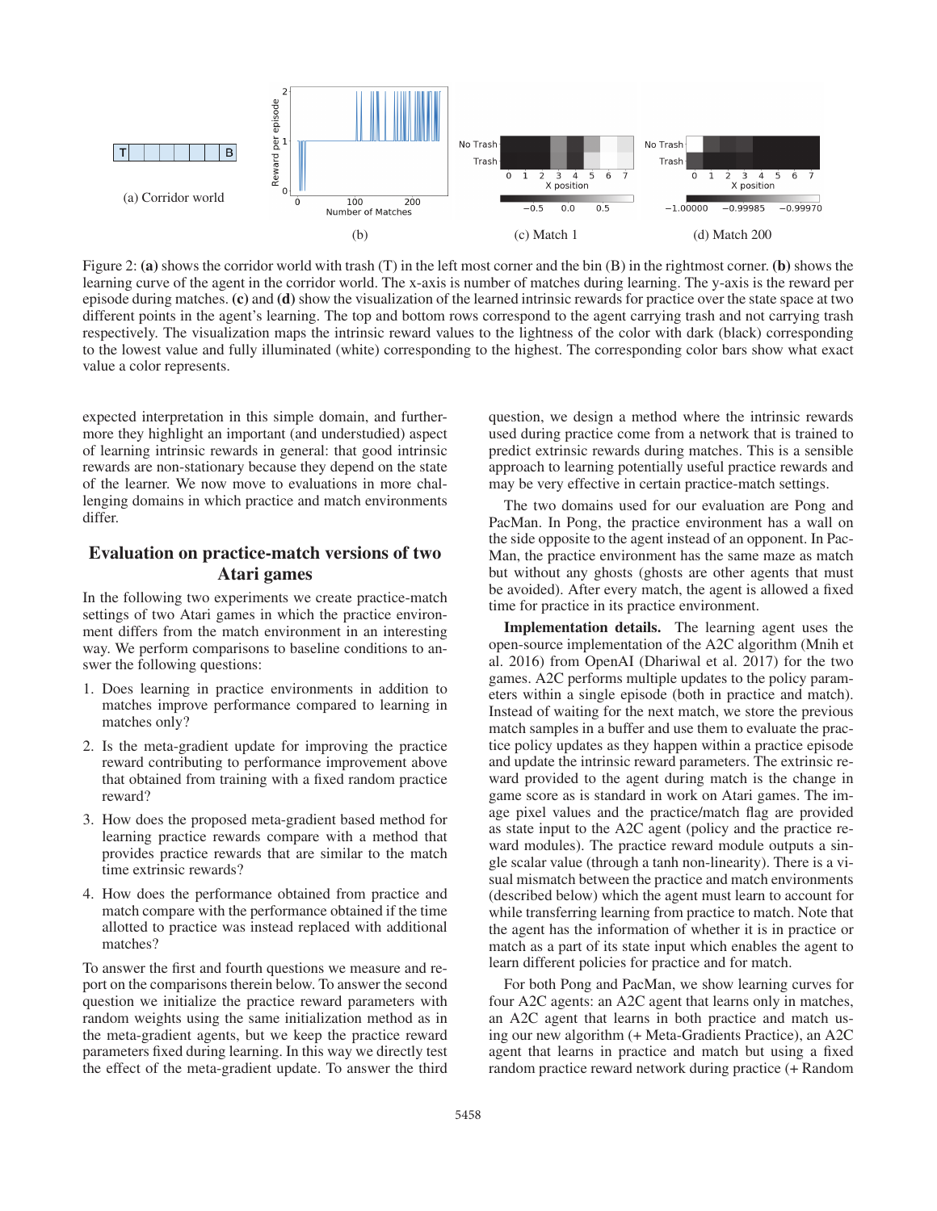(a) Corridor world

(b)

(c) Match 1

(d) Match 200

Figure 2: **(a)** shows the corridor world with trash (T) in the left most corner and the bin (B) in the rightmost corner. **(b)** shows the learning curve of the agent in the corridor world. The x-axis is number of matches during learning. The y-axis is the reward per episode during matches. **(c)** and **(d)** show the visualization of the learned intrinsic rewards for practice over the state space at two different points in the agent's learning. The top and bottom rows correspond to the agent carrying trash and not carrying trash respectively. The visualization maps the intrinsic reward values to the lightness of the color with dark (black) corresponding to the lowest value and fully illuminated (white) corresponding to the highest. The corresponding color bars show what exact value a color represents.

expected interpretation in this simple domain, and furthermore they highlight an important (and understudied) aspect of learning intrinsic rewards in general: that good intrinsic rewards are non-stationary because they depend on the state of the learner. We now move to evaluations in more challenging domains in which practice and match environments differ.

## Evaluation on practice-match versions of two Atari games

In the following two experiments we create practice-match settings of two Atari games in which the practice environment differs from the match environment in an interesting way. We perform comparisons to baseline conditions to answer the following questions:

1. Does learning in practice environments in addition to matches improve performance compared to learning in matches only?
2. Is the meta-gradient update for improving the practice reward contributing to performance improvement above that obtained from training with a fixed random practice reward?
3. How does the proposed meta-gradient based method for learning practice rewards compare with a method that provides practice rewards that are similar to the match time extrinsic rewards?
4. How does the performance obtained from practice and match compare with the performance obtained if the time allotted to practice was instead replaced with additional matches?

To answer the first and fourth questions we measure and report on the comparisons therein below. To answer the second question we initialize the practice reward parameters with random weights using the same initialization method as in the meta-gradient agents, but we keep the practice reward parameters fixed during learning. In this way we directly test the effect of the meta-gradient update. To answer the third question, we design a method where the intrinsic rewards used during practice come from a network that is trained to predict extrinsic rewards during matches. This is a sensible approach to learning potentially useful practice rewards and may be very effective in certain practice-match settings.

The two domains used for our evaluation are Pong and PacMan. In Pong, the practice environment has a wall on the side opposite to the agent instead of an opponent. In PacMan, the practice environment has the same maze as match but without any ghosts (ghosts are other agents that must be avoided). After every match, the agent is allowed a fixed time for practice in its practice environment.

**Implementation details.** The learning agent uses the open-source implementation of the A2C algorithm (Mnih et al. 2016) from OpenAI (Dhariwal et al. 2017) for the two games. A2C performs multiple updates to the policy parameters within a single episode (both in practice and match). Instead of waiting for the next match, we store the previous match samples in a buffer and use them to evaluate the practice policy updates as they happen within a practice episode and update the intrinsic reward parameters. The extrinsic reward provided to the agent during match is the change in game score as is standard in work on Atari games. The image pixel values and the practice/match flag are provided as state input to the A2C agent (policy and the practice reward modules). The practice reward module outputs a single scalar value (through a tanh non-linearity). There is a visual mismatch between the practice and match environments (described below) which the agent must learn to account for while transferring learning from practice to match. Note that the agent has the information of whether it is in practice or match as a part of its state input which enables the agent to learn different policies for practice and for match.

For both Pong and PacMan, we show learning curves for four A2C agents: an A2C agent that learns only in matches, an A2C agent that learns in both practice and match using our new algorithm (+ Meta-Gradients Practice), an A2C agent that learns in practice and match but using a fixed random practice reward network during practice (+ Random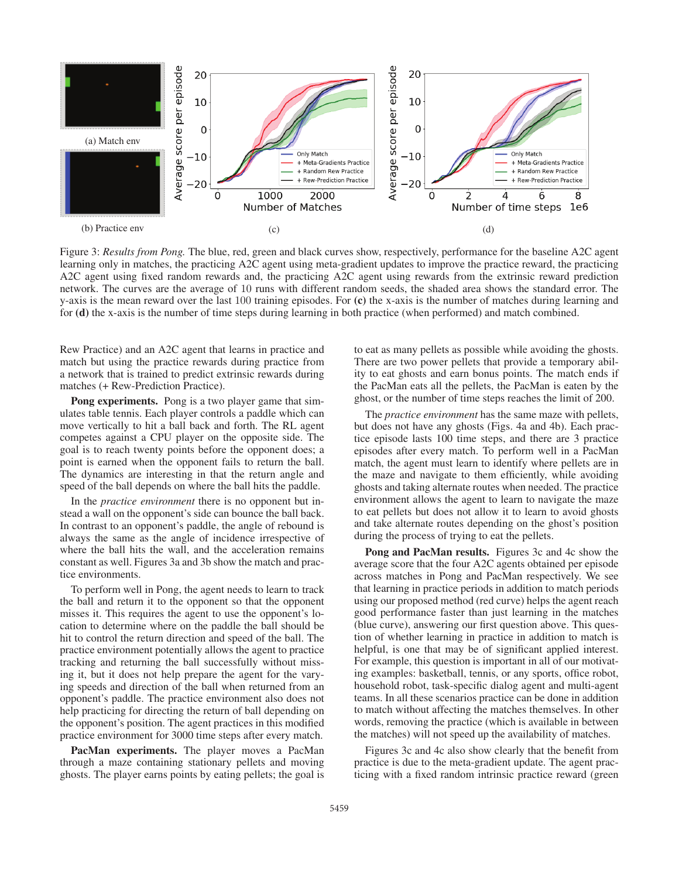(a) Match env

(b) Practice env

(c)

(d)

Figure 3: *Results from Pong.* The blue, red, green and black curves show, respectively, performance for the baseline A2C agent learning only in matches, the practicing A2C agent using meta-gradient updates to improve the practice reward, the practicing A2C agent using fixed random rewards and, the practicing A2C agent using rewards from the extrinsic reward prediction network. The curves are the average of 10 runs with different random seeds, the shaded area shows the standard error. The y-axis is the mean reward over the last 100 training episodes. For **(c)** the x-axis is the number of matches during learning and for **(d)** the x-axis is the number of time steps during learning in both practice (when performed) and match combined.

Rew Practice) and an A2C agent that learns in practice and match but using the practice rewards during practice from a network that is trained to predict extrinsic rewards during matches (+ Rew-Prediction Practice).

**Pong experiments.** Pong is a two player game that simulates table tennis. Each player controls a paddle which can move vertically to hit a ball back and forth. The RL agent competes against a CPU player on the opposite side. The goal is to reach twenty points before the opponent does; a point is earned when the opponent fails to return the ball. The dynamics are interesting in that the return angle and speed of the ball depends on where the ball hits the paddle.

In the *practice environment* there is no opponent but instead a wall on the opponent's side can bounce the ball back. In contrast to an opponent's paddle, the angle of rebound is always the same as the angle of incidence irrespective of where the ball hits the wall, and the acceleration remains constant as well. Figures 3a and 3b show the match and practice environments.

To perform well in Pong, the agent needs to learn to track the ball and return it to the opponent so that the opponent misses it. This requires the agent to use the opponent's location to determine where on the paddle the ball should be hit to control the return direction and speed of the ball. The practice environment potentially allows the agent to practice tracking and returning the ball successfully without missing it, but it does not help prepare the agent for the varying speeds and direction of the ball when returned from an opponent's paddle. The practice environment also does not help practicing for directing the return of ball depending on the opponent's position. The agent practices in this modified practice environment for 3000 time steps after every match.

**PacMan experiments.** The player moves a PacMan through a maze containing stationary pellets and moving ghosts. The player earns points by eating pellets; the goal is to eat as many pellets as possible while avoiding the ghosts. There are two power pellets that provide a temporary ability to eat ghosts and earn bonus points. The match ends if the PacMan eats all the pellets, the PacMan is eaten by the ghost, or the number of time steps reaches the limit of 200.

The *practice environment* has the same maze with pellets, but does not have any ghosts (Figs. 4a and 4b). Each practice episode lasts 100 time steps, and there are 3 practice episodes after every match. To perform well in a PacMan match, the agent must learn to identify where pellets are in the maze and navigate to them efficiently, while avoiding ghosts and taking alternate routes when needed. The practice environment allows the agent to learn to navigate the maze to eat pellets but does not allow it to learn to avoid ghosts and take alternate routes depending on the ghost's position during the process of trying to eat the pellets.

**Pong and PacMan results.** Figures 3c and 4c show the average score that the four A2C agents obtained per episode across matches in Pong and PacMan respectively. We see that learning in practice periods in addition to match periods using our proposed method (red curve) helps the agent reach good performance faster than just learning in the matches (blue curve), answering our first question above. This question of whether learning in practice in addition to match is helpful, is one that may be of significant applied interest. For example, this question is important in all of our motivating examples: basketball, tennis, or any sports, office robot, household robot, task-specific dialog agent and multi-agent teams. In all these scenarios practice can be done in addition to match without affecting the matches themselves. In other words, removing the practice (which is available in between the matches) will not speed up the availability of matches.

Figures 3c and 4c also show clearly that the benefit from practice is due to the meta-gradient update. The agent practicing with a fixed random intrinsic practice reward (green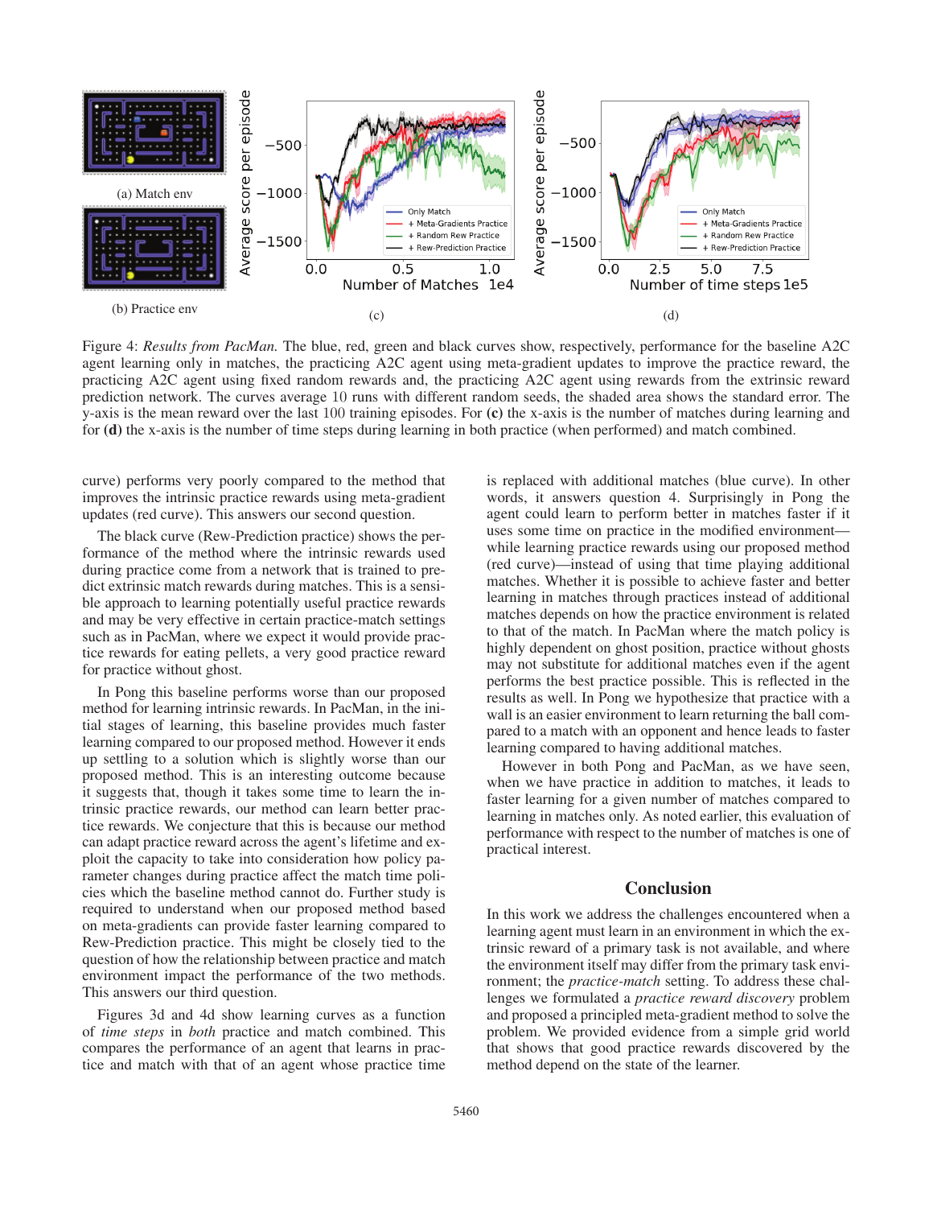(a) Match env

(b) Practice env

(c)

(d)

Figure 4: *Results from PacMan.* The blue, red, green and black curves show, respectively, performance for the baseline A2C agent learning only in matches, the practicing A2C agent using meta-gradient updates to improve the practice reward, the practicing A2C agent using fixed random rewards and, the practicing A2C agent using rewards from the extrinsic reward prediction network. The curves average 10 runs with different random seeds, the shaded area shows the standard error. The y-axis is the mean reward over the last 100 training episodes. For **(c)** the x-axis is the number of matches during learning and for **(d)** the x-axis is the number of time steps during learning in both practice (when performed) and match combined.

curve) performs very poorly compared to the method that improves the intrinsic practice rewards using meta-gradient updates (red curve). This answers our second question.

The black curve (Rew-Prediction practice) shows the performance of the method where the intrinsic rewards used during practice come from a network that is trained to predict extrinsic match rewards during matches. This is a sensible approach to learning potentially useful practice rewards and may be very effective in certain practice-match settings such as in PacMan, where we expect it would provide practice rewards for eating pellets, a very good practice reward for practice without ghost.

In Pong this baseline performs worse than our proposed method for learning intrinsic rewards. In PacMan, in the initial stages of learning, this baseline provides much faster learning compared to our proposed method. However it ends up settling to a solution which is slightly worse than our proposed method. This is an interesting outcome because it suggests that, though it takes some time to learn the intrinsic practice rewards, our method can learn better practice rewards. We conjecture that this is because our method can adapt practice reward across the agent's lifetime and exploit the capacity to take into consideration how policy parameter changes during practice affect the match time policies which the baseline method cannot do. Further study is required to understand when our proposed method based on meta-gradients can provide faster learning compared to Rew-Prediction practice. This might be closely tied to the question of how the relationship between practice and match environment impact the performance of the two methods. This answers our third question.

Figures 3d and 4d show learning curves as a function of *time steps* in *both* practice and match combined. This compares the performance of an agent that learns in practice and match with that of an agent whose practice time is replaced with additional matches (blue curve). In other words, it answers question 4. Surprisingly in Pong the agent could learn to perform better in matches faster if it uses some time on practice in the modified environment—while learning practice rewards using our proposed method (red curve)—instead of using that time playing additional matches. Whether it is possible to achieve faster and better learning in matches through practices instead of additional matches depends on how the practice environment is related to that of the match. In PacMan where the match policy is highly dependent on ghost position, practice without ghosts may not substitute for additional matches even if the agent performs the best practice possible. This is reflected in the results as well. In Pong we hypothesize that practice with a wall is an easier environment to learn returning the ball compared to a match with an opponent and hence leads to faster learning compared to having additional matches.

However in both Pong and PacMan, as we have seen, when we have practice in addition to matches, it leads to faster learning for a given number of matches compared to learning in matches only. As noted earlier, this evaluation of performance with respect to the number of matches is one of practical interest.

## Conclusion

In this work we address the challenges encountered when a learning agent must learn in an environment in which the extrinsic reward of a primary task is not available, and where the environment itself may differ from the primary task environment; the *practice-match* setting. To address these challenges we formulated a *practice reward discovery* problem and proposed a principled meta-gradient method to solve the problem. We provided evidence from a simple grid world that shows that good practice rewards discovered by the method depend on the state of the learner.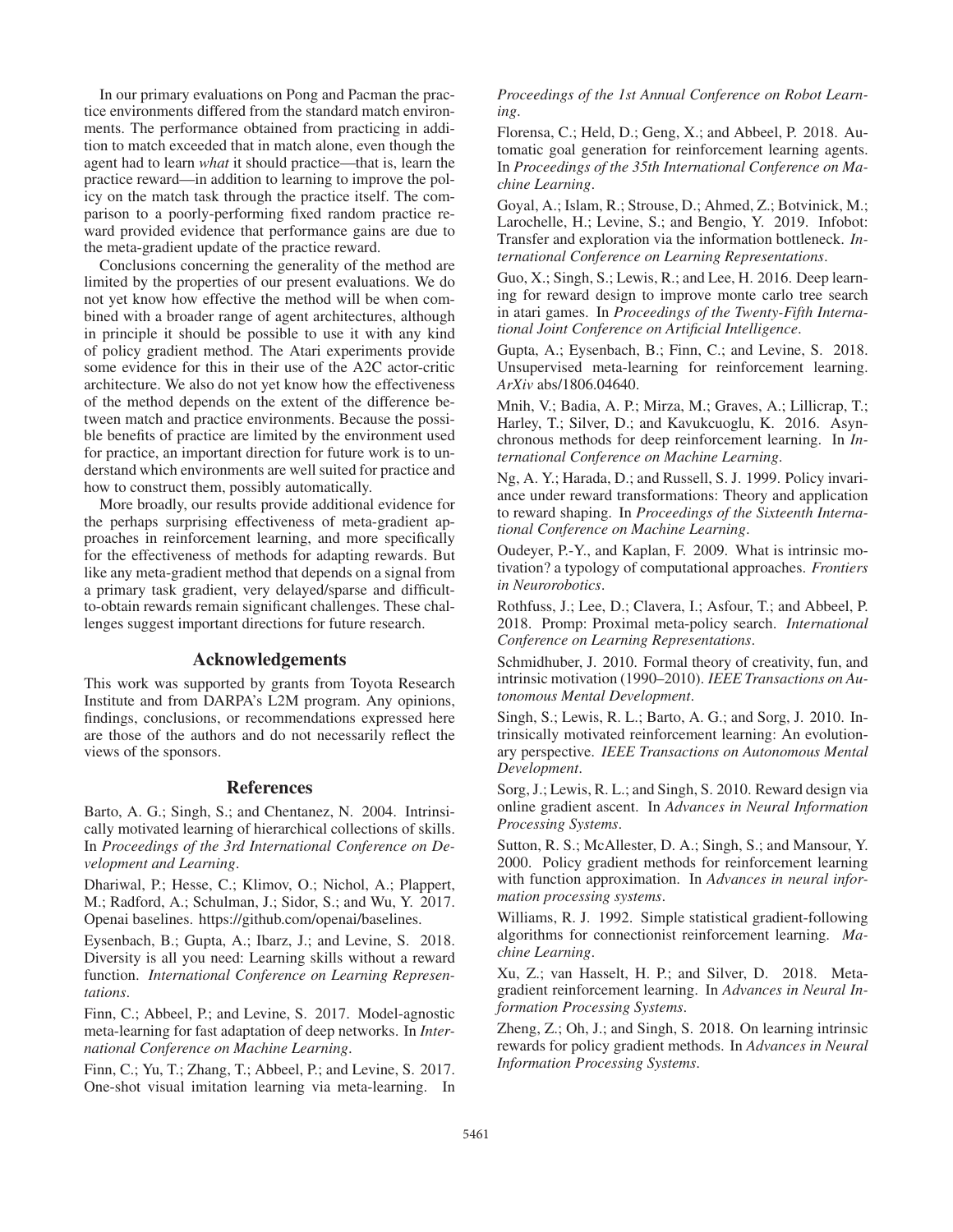In our primary evaluations on Pong and Pacman the practice environments differed from the standard match environments. The performance obtained from practicing in addition to match exceeded that in match alone, even though the agent had to learn *what* it should practice—that is, learn the practice reward—in addition to learning to improve the policy on the match task through the practice itself. The comparison to a poorly-performing fixed random practice reward provided evidence that performance gains are due to the meta-gradient update of the practice reward.

Conclusions concerning the generality of the method are limited by the properties of our present evaluations. We do not yet know how effective the method will be when combined with a broader range of agent architectures, although in principle it should be possible to use it with any kind of policy gradient method. The Atari experiments provide some evidence for this in their use of the A2C actor-critic architecture. We also do not yet know how the effectiveness of the method depends on the extent of the difference between match and practice environments. Because the possible benefits of practice are limited by the environment used for practice, an important direction for future work is to understand which environments are well suited for practice and how to construct them, possibly automatically.

More broadly, our results provide additional evidence for the perhaps surprising effectiveness of meta-gradient approaches in reinforcement learning, and more specifically for the effectiveness of methods for adapting rewards. But like any meta-gradient method that depends on a signal from a primary task gradient, very delayed/sparse and difficult-to-obtain rewards remain significant challenges. These challenges suggest important directions for future research.

## Acknowledgements

This work was supported by grants from Toyota Research Institute and from DARPA's L2M program. Any opinions, findings, conclusions, or recommendations expressed here are those of the authors and do not necessarily reflect the views of the sponsors.

## References

Barto, A. G.; Singh, S.; and Chentanez, N. 2004. Intrinsically motivated learning of hierarchical collections of skills. In *Proceedings of the 3rd International Conference on Development and Learning*.

Dhariwal, P.; Hesse, C.; Klimov, O.; Nichol, A.; Plappert, M.; Radford, A.; Schulman, J.; Sidor, S.; and Wu, Y. 2017. Openai baselines. https://github.com/openai/baselines.

Eysenbach, B.; Gupta, A.; Ibarz, J.; and Levine, S. 2018. Diversity is all you need: Learning skills without a reward function. *International Conference on Learning Representations*.

Finn, C.; Abbeel, P.; and Levine, S. 2017. Model-agnostic meta-learning for fast adaptation of deep networks. In *International Conference on Machine Learning*.

Finn, C.; Yu, T.; Zhang, T.; Abbeel, P.; and Levine, S. 2017. One-shot visual imitation learning via meta-learning. In *Proceedings of the 1st Annual Conference on Robot Learning*.

Florensa, C.; Held, D.; Geng, X.; and Abbeel, P. 2018. Automatic goal generation for reinforcement learning agents. In *Proceedings of the 35th International Conference on Machine Learning*.

Goyal, A.; Islam, R.; Strouse, D.; Ahmed, Z.; Botvinick, M.; Larochelle, H.; Levine, S.; and Bengio, Y. 2019. Infobot: Transfer and exploration via the information bottleneck. *International Conference on Learning Representations*.

Guo, X.; Singh, S.; Lewis, R.; and Lee, H. 2016. Deep learning for reward design to improve monte carlo tree search in atari games. In *Proceedings of the Twenty-Fifth International Joint Conference on Artificial Intelligence*.

Gupta, A.; Eysenbach, B.; Finn, C.; and Levine, S. 2018. Unsupervised meta-learning for reinforcement learning. *ArXiv* abs/1806.04640.

Mnih, V.; Badia, A. P.; Mirza, M.; Graves, A.; Lillicrap, T.; Harley, T.; Silver, D.; and Kavukcuoglu, K. 2016. Asynchronous methods for deep reinforcement learning. In *International Conference on Machine Learning*.

Ng, A. Y.; Harada, D.; and Russell, S. J. 1999. Policy invariance under reward transformations: Theory and application to reward shaping. In *Proceedings of the Sixteenth International Conference on Machine Learning*.

Oudeyer, P.-Y., and Kaplan, F. 2009. What is intrinsic motivation? a typology of computational approaches. *Frontiers in Neurorobotics*.

Rothfuss, J.; Lee, D.; Clavera, I.; Asfour, T.; and Abbeel, P. 2018. Promp: Proximal meta-policy search. *International Conference on Learning Representations*.

Schmidhuber, J. 2010. Formal theory of creativity, fun, and intrinsic motivation (1990–2010). *IEEE Transactions on Autonomous Mental Development*.

Singh, S.; Lewis, R. L.; Barto, A. G.; and Sorg, J. 2010. Intrinsically motivated reinforcement learning: An evolutionary perspective. *IEEE Transactions on Autonomous Mental Development*.

Sorg, J.; Lewis, R. L.; and Singh, S. 2010. Reward design via online gradient ascent. In *Advances in Neural Information Processing Systems*.

Sutton, R. S.; McAllester, D. A.; Singh, S.; and Mansour, Y. 2000. Policy gradient methods for reinforcement learning with function approximation. In *Advances in neural information processing systems*.

Williams, R. J. 1992. Simple statistical gradient-following algorithms for connectionist reinforcement learning. *Machine Learning*.

Xu, Z.; van Hasselt, H. P.; and Silver, D. 2018. Meta-gradient reinforcement learning. In *Advances in Neural Information Processing Systems*.

Zheng, Z.; Oh, J.; and Singh, S. 2018. On learning intrinsic rewards for policy gradient methods. In *Advances in Neural Information Processing Systems*.